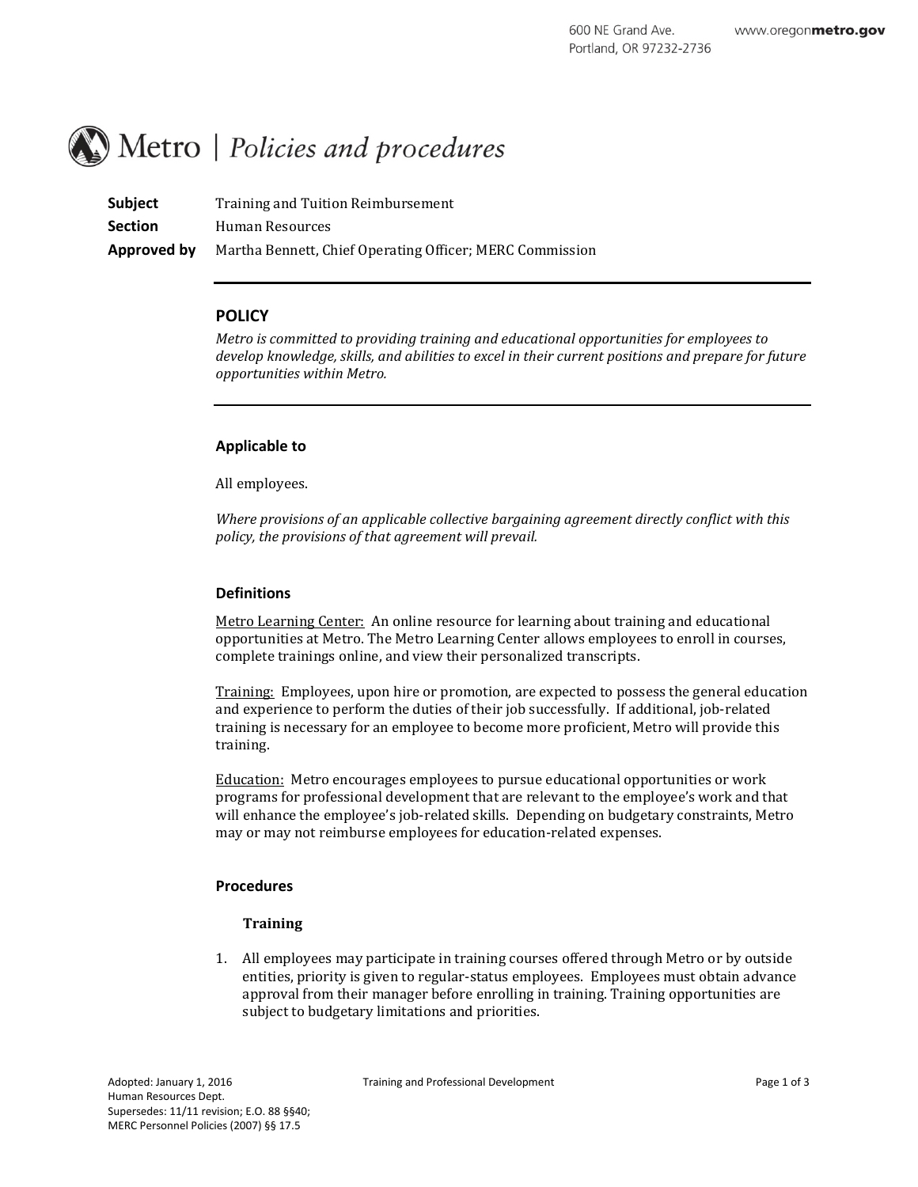600 NE Grand Ave.
Portland, OR 97232-2736

www.oregonmetro.gov

# Metro | *Policies and procedures*

**Subject** Training and Tuition Reimbursement

**Section** Human Resources

**Approved by** Martha Bennett, Chief Operating Officer; MERC Commission

---

## POLICY

*Metro is committed to providing training and educational opportunities for employees to develop knowledge, skills, and abilities to excel in their current positions and prepare for future opportunities within Metro.*

---

### Applicable to

All employees.

*Where provisions of an applicable collective bargaining agreement directly conflict with this policy, the provisions of that agreement will prevail.*

### Definitions

<u>Metro Learning Center:</u> An online resource for learning about training and educational opportunities at Metro. The Metro Learning Center allows employees to enroll in courses, complete trainings online, and view their personalized transcripts.

<u>Training:</u> Employees, upon hire or promotion, are expected to possess the general education and experience to perform the duties of their job successfully. If additional, job-related training is necessary for an employee to become more proficient, Metro will provide this training.

<u>Education:</u> Metro encourages employees to pursue educational opportunities or work programs for professional development that are relevant to the employee's work and that will enhance the employee's job-related skills. Depending on budgetary constraints, Metro may or may not reimburse employees for education-related expenses.

### Procedures

#### Training

1. All employees may participate in training courses offered through Metro or by outside entities, priority is given to regular-status employees. Employees must obtain advance approval from their manager before enrolling in training. Training opportunities are subject to budgetary limitations and priorities.

Adopted: January 1, 2016
Human Resources Dept.
Supersedes: 11/11 revision; E.O. 88 §§40;
MERC Personnel Policies (2007) §§ 17.5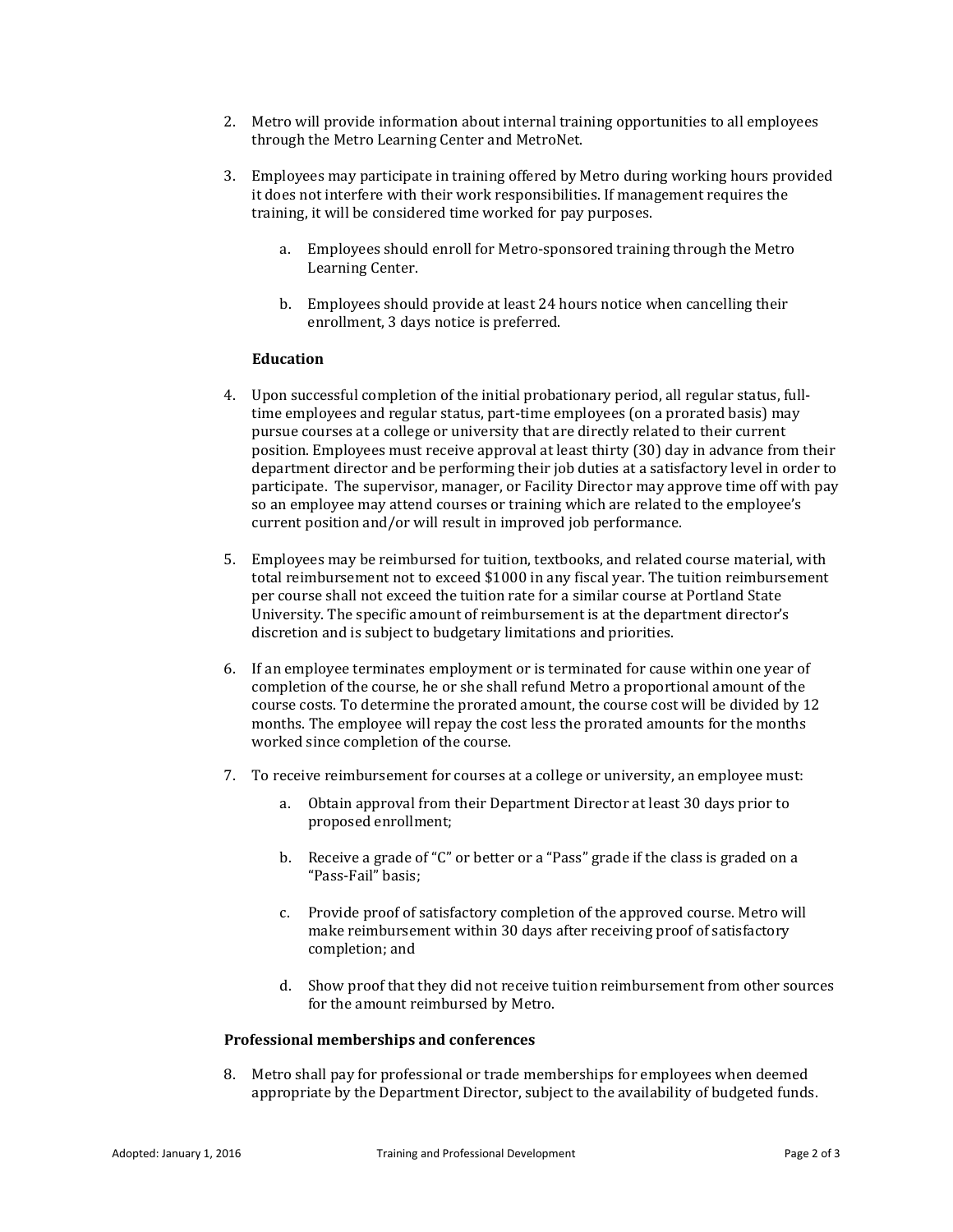2. Metro will provide information about internal training opportunities to all employees through the Metro Learning Center and MetroNet.

3. Employees may participate in training offered by Metro during working hours provided it does not interfere with their work responsibilities. If management requires the training, it will be considered time worked for pay purposes.

   a. Employees should enroll for Metro-sponsored training through the Metro Learning Center.

   b. Employees should provide at least 24 hours notice when cancelling their enrollment, 3 days notice is preferred.

**Education**

4. Upon successful completion of the initial probationary period, all regular status, full-time employees and regular status, part-time employees (on a prorated basis) may pursue courses at a college or university that are directly related to their current position. Employees must receive approval at least thirty (30) day in advance from their department director and be performing their job duties at a satisfactory level in order to participate. The supervisor, manager, or Facility Director may approve time off with pay so an employee may attend courses or training which are related to the employee's current position and/or will result in improved job performance.

5. Employees may be reimbursed for tuition, textbooks, and related course material, with total reimbursement not to exceed $1000 in any fiscal year. The tuition reimbursement per course shall not exceed the tuition rate for a similar course at Portland State University. The specific amount of reimbursement is at the department director's discretion and is subject to budgetary limitations and priorities.

6. If an employee terminates employment or is terminated for cause within one year of completion of the course, he or she shall refund Metro a proportional amount of the course costs. To determine the prorated amount, the course cost will be divided by 12 months. The employee will repay the cost less the prorated amounts for the months worked since completion of the course.

7. To receive reimbursement for courses at a college or university, an employee must:

   a. Obtain approval from their Department Director at least 30 days prior to proposed enrollment;

   b. Receive a grade of "C" or better or a "Pass" grade if the class is graded on a "Pass-Fail" basis;

   c. Provide proof of satisfactory completion of the approved course. Metro will make reimbursement within 30 days after receiving proof of satisfactory completion; and

   d. Show proof that they did not receive tuition reimbursement from other sources for the amount reimbursed by Metro.

**Professional memberships and conferences**

8. Metro shall pay for professional or trade memberships for employees when deemed appropriate by the Department Director, subject to the availability of budgeted funds.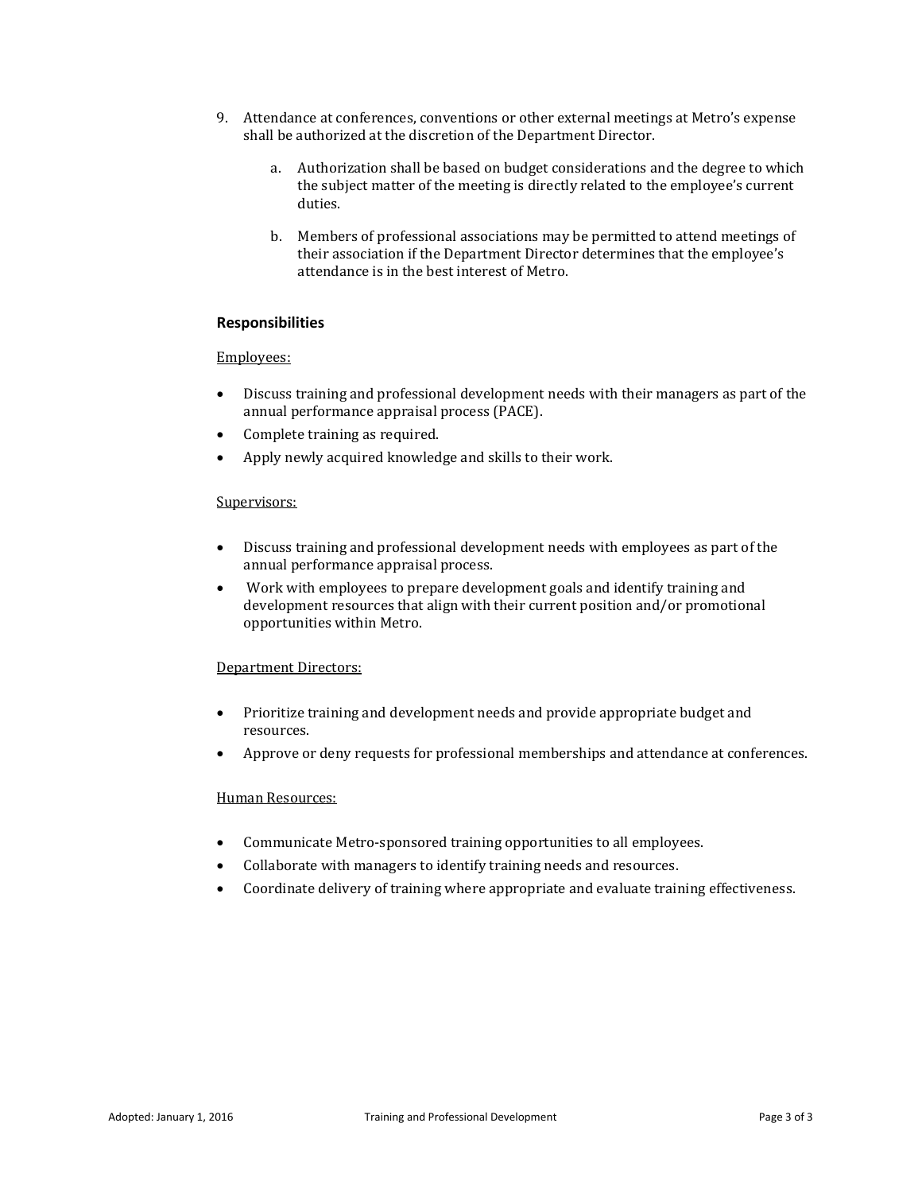9. Attendance at conferences, conventions or other external meetings at Metro's expense shall be authorized at the discretion of the Department Director.

    a. Authorization shall be based on budget considerations and the degree to which the subject matter of the meeting is directly related to the employee's current duties.

    b. Members of professional associations may be permitted to attend meetings of their association if the Department Director determines that the employee's attendance is in the best interest of Metro.

### Responsibilities

Employees:

- Discuss training and professional development needs with their managers as part of the annual performance appraisal process (PACE).
- Complete training as required.
- Apply newly acquired knowledge and skills to their work.

Supervisors:

- Discuss training and professional development needs with employees as part of the annual performance appraisal process.
- Work with employees to prepare development goals and identify training and development resources that align with their current position and/or promotional opportunities within Metro.

Department Directors:

- Prioritize training and development needs and provide appropriate budget and resources.
- Approve or deny requests for professional memberships and attendance at conferences.

Human Resources:

- Communicate Metro-sponsored training opportunities to all employees.
- Collaborate with managers to identify training needs and resources.
- Coordinate delivery of training where appropriate and evaluate training effectiveness.